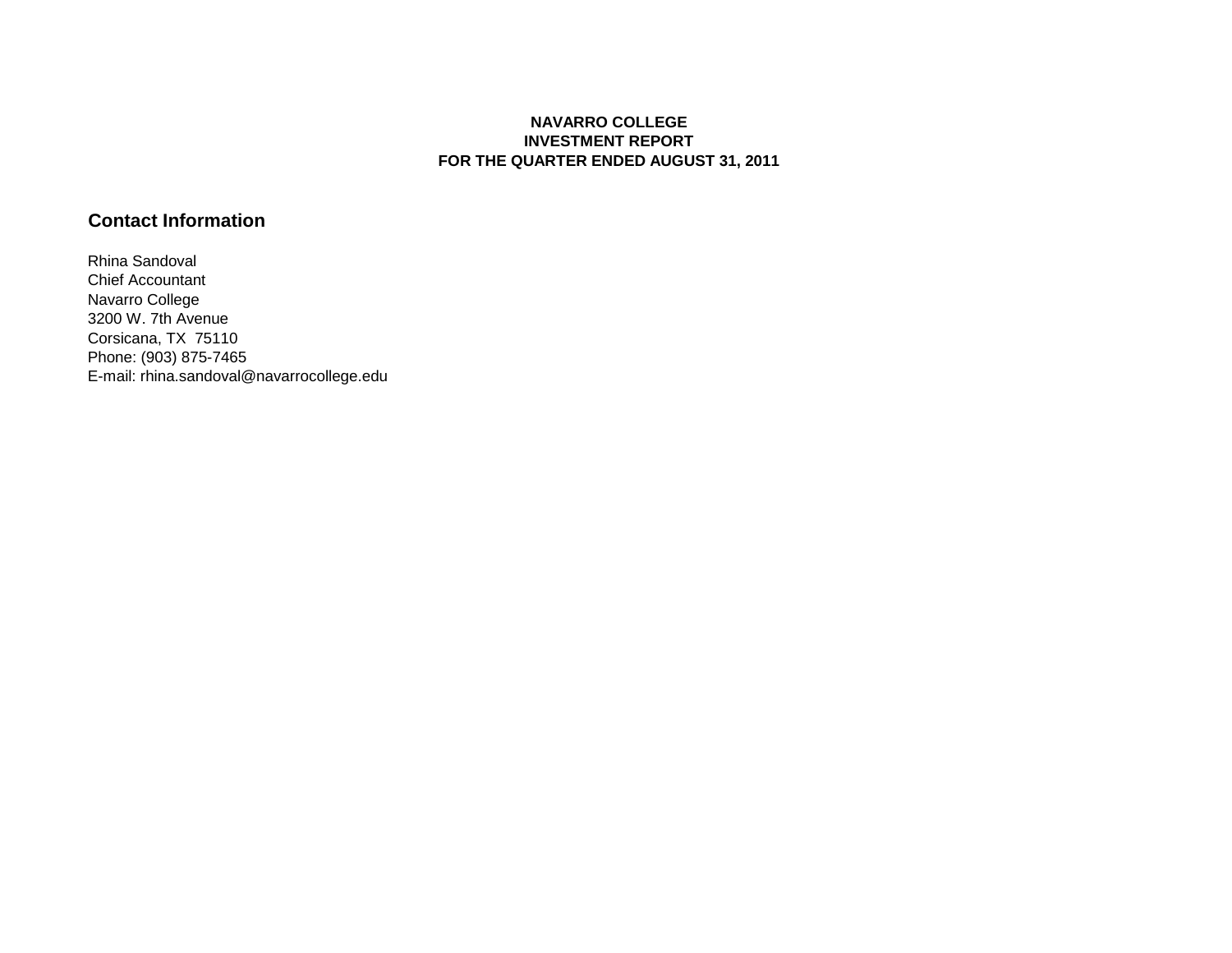**NAVARRO COLLEGE**
**INVESTMENT REPORT**
**FOR THE QUARTER ENDED AUGUST 31, 2011**

## Contact Information

Rhina Sandoval
Chief Accountant
Navarro College
3200 W. 7th Avenue
Corsicana, TX  75110
Phone: (903) 875-7465
E-mail: rhina.sandoval@navarrocollege.edu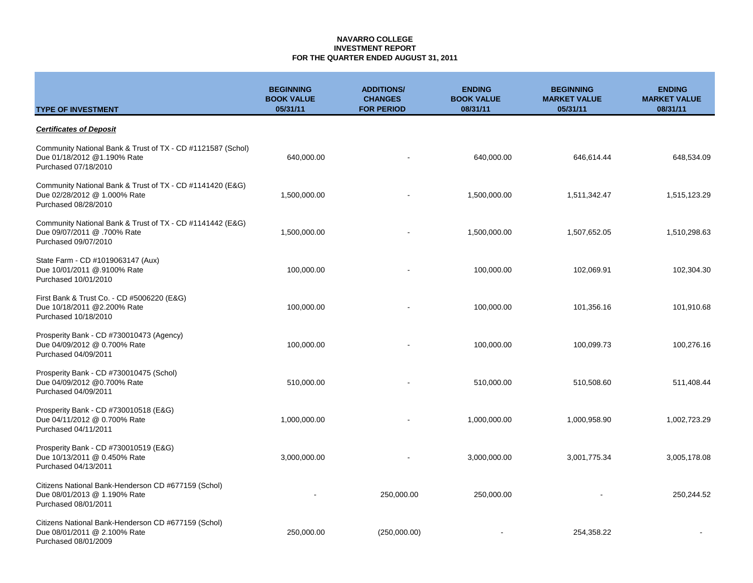**NAVARRO COLLEGE**
**INVESTMENT REPORT**
**FOR THE QUARTER ENDED AUGUST 31, 2011**

| TYPE OF INVESTMENT | BEGINNING BOOK VALUE 05/31/11 | ADDITIONS/ CHANGES FOR PERIOD | ENDING BOOK VALUE 08/31/11 | BEGINNING MARKET VALUE 05/31/11 | ENDING MARKET VALUE 08/31/11 |
|---|---|---|---|---|---|
| ***Certificates of Deposit*** | | | | | |
| Community National Bank & Trust of TX - CD #1121587 (Schol) Due 01/18/2012 @1.190% Rate Purchased 07/18/2010 | 640,000.00 | - | 640,000.00 | 646,614.44 | 648,534.09 |
| Community National Bank & Trust of TX - CD #1141420 (E&G) Due 02/28/2012 @ 1.000% Rate Purchased 08/28/2010 | 1,500,000.00 | - | 1,500,000.00 | 1,511,342.47 | 1,515,123.29 |
| Community National Bank & Trust of TX - CD #1141442 (E&G) Due 09/07/2011 @ .700% Rate Purchased 09/07/2010 | 1,500,000.00 | - | 1,500,000.00 | 1,507,652.05 | 1,510,298.63 |
| State Farm - CD #1019063147 (Aux) Due 10/01/2011 @.9100% Rate Purchased 10/01/2010 | 100,000.00 | - | 100,000.00 | 102,069.91 | 102,304.30 |
| First Bank & Trust Co. - CD #5006220 (E&G) Due 10/18/2011 @2.200% Rate Purchased 10/18/2010 | 100,000.00 | - | 100,000.00 | 101,356.16 | 101,910.68 |
| Prosperity Bank - CD #730010473 (Agency) Due 04/09/2012 @ 0.700% Rate Purchased 04/09/2011 | 100,000.00 | - | 100,000.00 | 100,099.73 | 100,276.16 |
| Prosperity Bank - CD #730010475 (Schol) Due 04/09/2012 @0.700% Rate Purchased 04/09/2011 | 510,000.00 | - | 510,000.00 | 510,508.60 | 511,408.44 |
| Prosperity Bank - CD #730010518 (E&G) Due 04/11/2012 @ 0.700% Rate Purchased 04/11/2011 | 1,000,000.00 | - | 1,000,000.00 | 1,000,958.90 | 1,002,723.29 |
| Prosperity Bank - CD #730010519 (E&G) Due 10/13/2011 @ 0.450% Rate Purchased 04/13/2011 | 3,000,000.00 | - | 3,000,000.00 | 3,001,775.34 | 3,005,178.08 |
| Citizens National Bank-Henderson CD #677159 (Schol) Due 08/01/2013 @ 1.190% Rate Purchased 08/01/2011 | - | 250,000.00 | 250,000.00 | - | 250,244.52 |
| Citizens National Bank-Henderson CD #677159 (Schol) Due 08/01/2011 @ 2.100% Rate Purchased 08/01/2009 | 250,000.00 | (250,000.00) | - | 254,358.22 | - |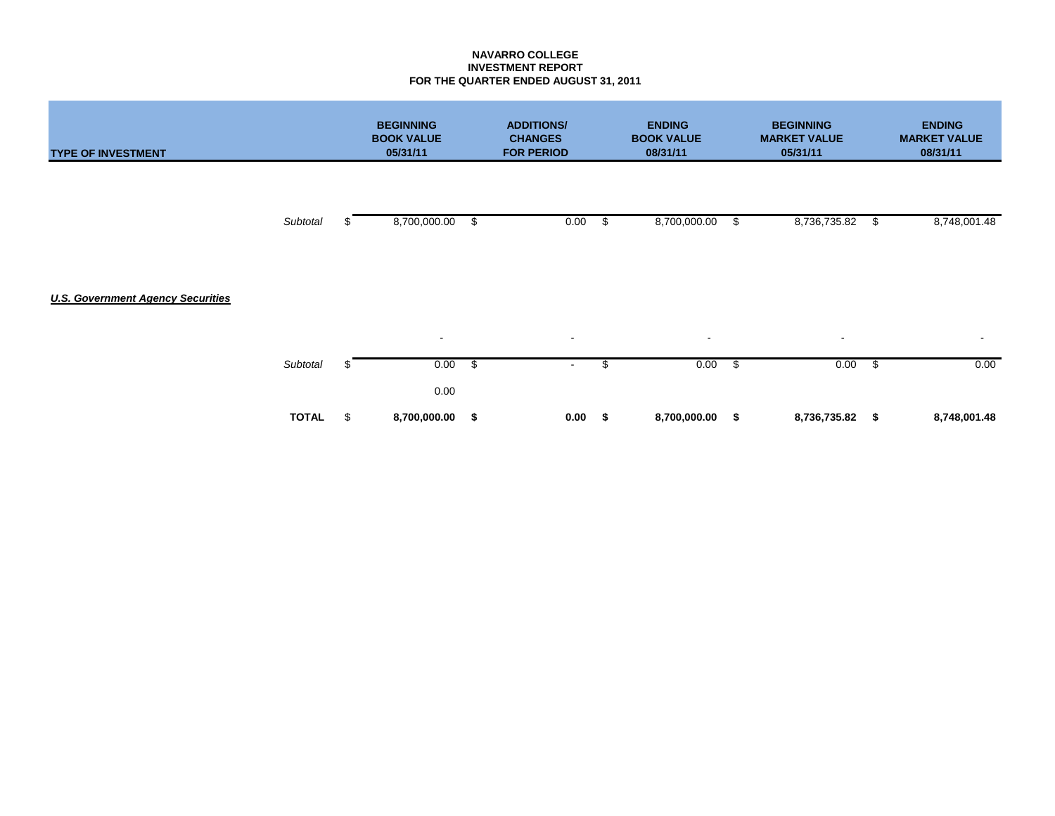**NAVARRO COLLEGE**
**INVESTMENT REPORT**
**FOR THE QUARTER ENDED AUGUST 31, 2011**

| TYPE OF INVESTMENT | | BEGINNING BOOK VALUE 05/31/11 | ADDITIONS/ CHANGES FOR PERIOD | ENDING BOOK VALUE 08/31/11 | BEGINNING MARKET VALUE 05/31/11 | ENDING MARKET VALUE 08/31/11 |
|---|---|---|---|---|---|---|
| | *Subtotal* | $ 8,700,000.00 | $ 0.00 | $ 8,700,000.00 | $ 8,736,735.82 | $ 8,748,001.48 |
| ***U.S. Government Agency Securities*** | | | | | | |
| | | - | - | - | - | - |
| | *Subtotal* | $ 0.00 | $ - | $ 0.00 | $ 0.00 | $ 0.00 |
| | | 0.00 | | | | |
| | **TOTAL** | **$ 8,700,000.00** | **$ 0.00** | **$ 8,700,000.00** | **$ 8,736,735.82** | **$ 8,748,001.48** |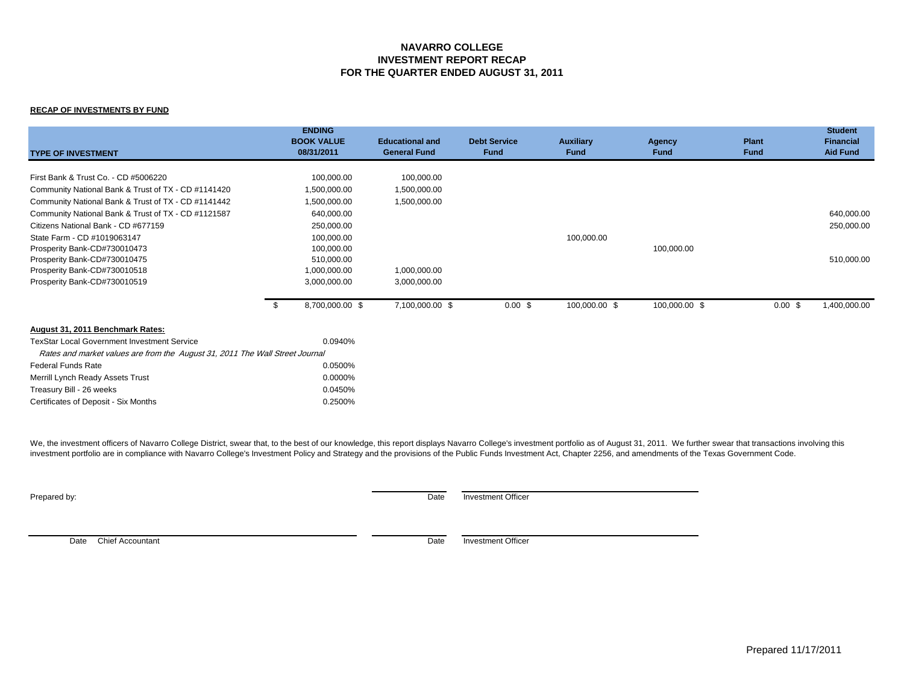# NAVARRO COLLEGE
## INVESTMENT REPORT RECAP
## FOR THE QUARTER ENDED AUGUST 31, 2011

**RECAP OF INVESTMENTS BY FUND**

| TYPE OF INVESTMENT | ENDING BOOK VALUE 08/31/2011 | Educational and General Fund | Debt Service Fund | Auxiliary Fund | Agency Fund | Plant Fund | Student Financial Aid Fund |
|---|---|---|---|---|---|---|---|
| First Bank & Trust Co. - CD #5006220 | 100,000.00 | 100,000.00 | | | | | |
| Community National Bank & Trust of TX - CD #1141420 | 1,500,000.00 | 1,500,000.00 | | | | | |
| Community National Bank & Trust of TX - CD #1141442 | 1,500,000.00 | 1,500,000.00 | | | | | |
| Community National Bank & Trust of TX - CD #1121587 | 640,000.00 | | | | | | 640,000.00 |
| Citizens National Bank - CD #677159 | 250,000.00 | | | | | | 250,000.00 |
| State Farm - CD #1019063147 | 100,000.00 | | | 100,000.00 | | | |
| Prosperity Bank-CD#730010473 | 100,000.00 | | | | 100,000.00 | | |
| Prosperity Bank-CD#730010475 | 510,000.00 | | | | | | 510,000.00 |
| Prosperity Bank-CD#730010518 | 1,000,000.00 | 1,000,000.00 | | | | | |
| Prosperity Bank-CD#730010519 | 3,000,000.00 | 3,000,000.00 | | | | | |
| | $ 8,700,000.00 | $ 7,100,000.00 | $ 0.00 | $ 100,000.00 | $ 100,000.00 | $ 0.00 | $ 1,400,000.00 |

**August 31, 2011 Benchmark Rates:**

| | |
|---|---|
| TexStar Local Government Investment Service | 0.0940% |

*Rates and market values are from the August 31, 2011 The Wall Street Journal*

| | |
|---|---|
| Federal Funds Rate | 0.0500% |
| Merrill Lynch Ready Assets Trust | 0.0000% |
| Treasury Bill - 26 weeks | 0.0450% |
| Certificates of Deposit - Six Months | 0.2500% |

We, the investment officers of Navarro College District, swear that, to the best of our knowledge, this report displays Navarro College's investment portfolio as of August 31, 2011. We further swear that transactions involving this investment portfolio are in compliance with Navarro College's Investment Policy and Strategy and the provisions of the Public Funds Investment Act, Chapter 2256, and amendments of the Texas Government Code.

Prepared by:

Date Investment Officer

Date Chief Accountant

Date Investment Officer

Prepared 11/17/2011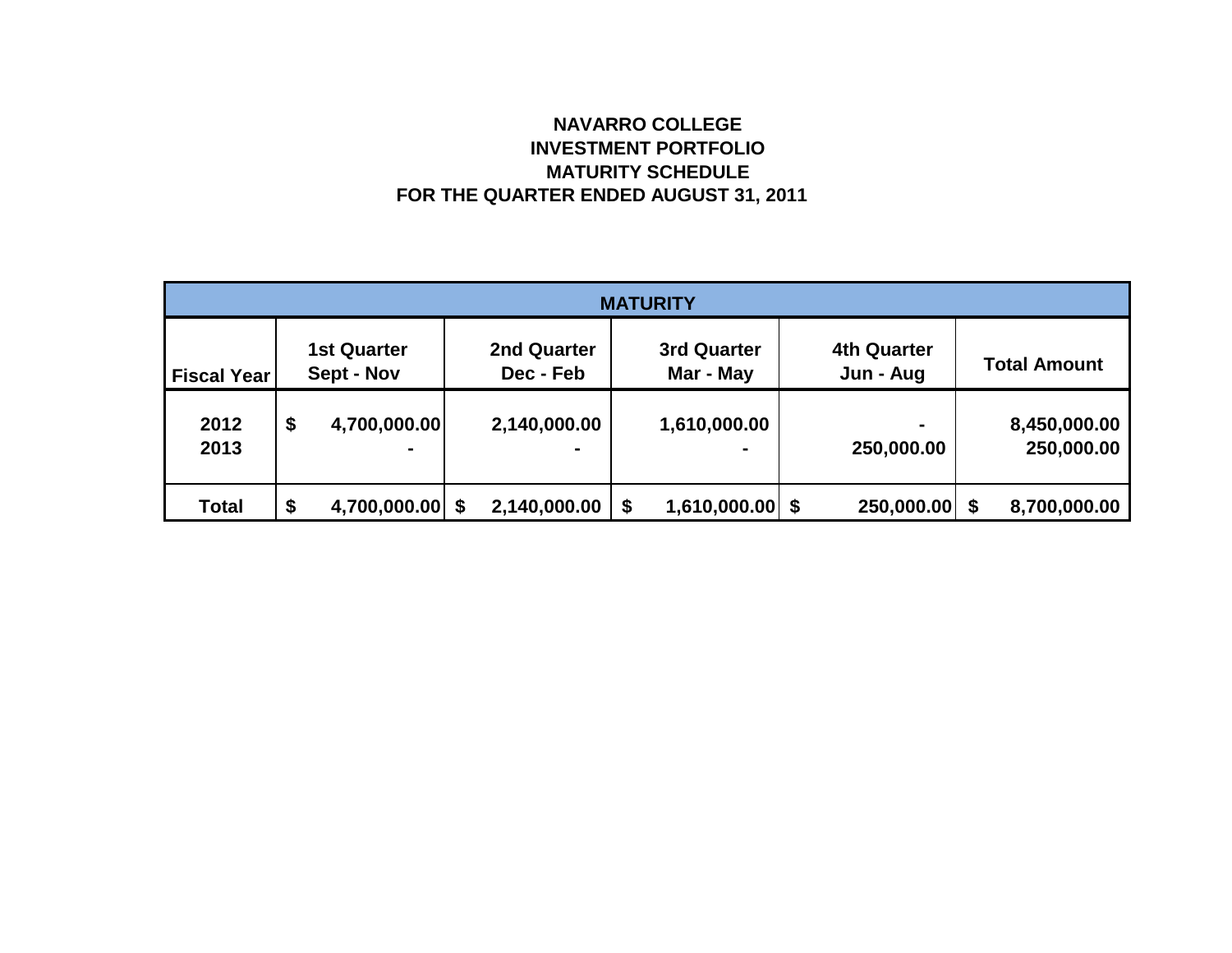# NAVARRO COLLEGE
## INVESTMENT PORTFOLIO
## MATURITY SCHEDULE
## FOR THE QUARTER ENDED AUGUST 31, 2011

| MATURITY | | | | | |
|---|---|---|---|---|---|
| **Fiscal Year** | **1st Quarter Sept - Nov** | **2nd Quarter Dec - Feb** | **3rd Quarter Mar - May** | **4th Quarter Jun - Aug** | **Total Amount** |
| **2012** | **$ 4,700,000.00** | **2,140,000.00** | **1,610,000.00** | **-** | **8,450,000.00** |
| **2013** | **-** | **-** | **-** | **250,000.00** | **250,000.00** |
| **Total** | **$ 4,700,000.00** | **$ 2,140,000.00** | **$ 1,610,000.00** | **$ 250,000.00** | **$ 8,700,000.00** |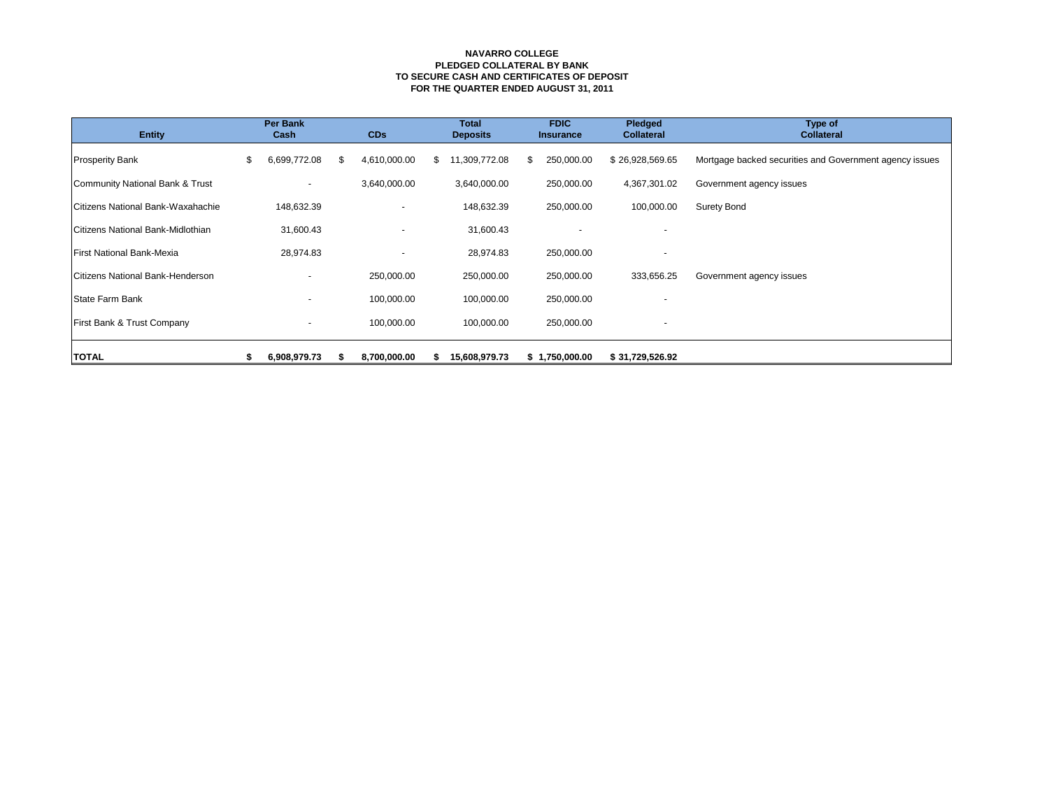**NAVARRO COLLEGE**
**PLEDGED COLLATERAL BY BANK**
**TO SECURE CASH AND CERTIFICATES OF DEPOSIT**
**FOR THE QUARTER ENDED AUGUST 31, 2011**

| Entity | Per Bank Cash | CDs | Total Deposits | FDIC Insurance | Pledged Collateral | Type of Collateral |
|---|---|---|---|---|---|---|
| Prosperity Bank | $ 6,699,772.08 | $ 4,610,000.00 | $ 11,309,772.08 | $ 250,000.00 | $ 26,928,569.65 | Mortgage backed securities and Government agency issues |
| Community National Bank & Trust | - | 3,640,000.00 | 3,640,000.00 | 250,000.00 | 4,367,301.02 | Government agency issues |
| Citizens National Bank-Waxahachie | 148,632.39 | - | 148,632.39 | 250,000.00 | 100,000.00 | Surety Bond |
| Citizens National Bank-Midlothian | 31,600.43 | - | 31,600.43 | - | - | |
| First National Bank-Mexia | 28,974.83 | - | 28,974.83 | 250,000.00 | - | |
| Citizens National Bank-Henderson | - | 250,000.00 | 250,000.00 | 250,000.00 | 333,656.25 | Government agency issues |
| State Farm Bank | - | 100,000.00 | 100,000.00 | 250,000.00 | - | |
| First Bank & Trust Company | - | 100,000.00 | 100,000.00 | 250,000.00 | - | |
| **TOTAL** | **$ 6,908,979.73** | **$ 8,700,000.00** | **$ 15,608,979.73** | **$ 1,750,000.00** | **$ 31,729,526.92** | |